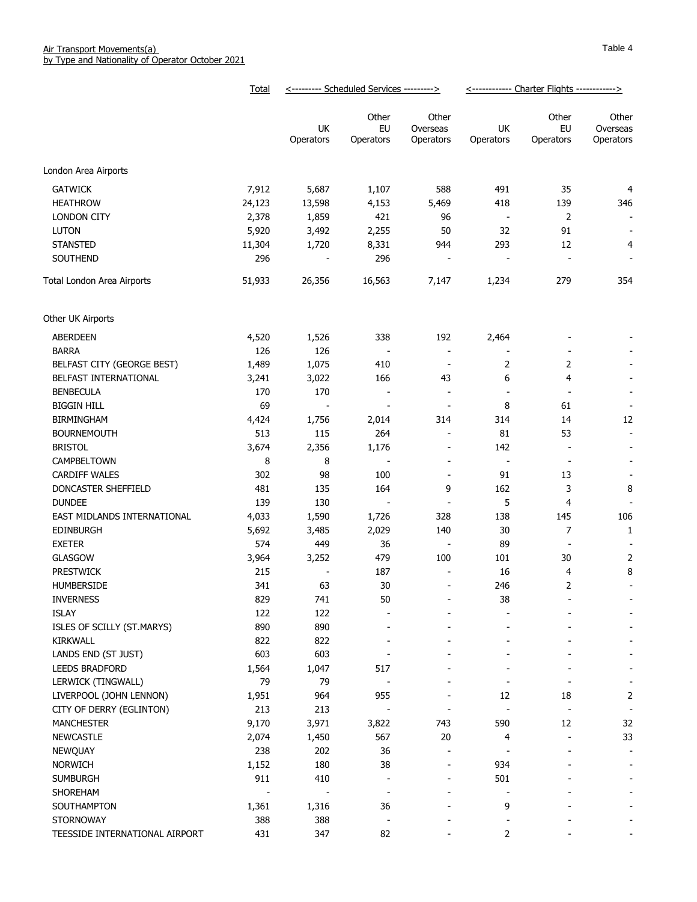Air Transport Movements(a)
by Type and Nationality of Operator October 2021

Table 4

| | Total | Scheduled Services | | | Charter Flights | | |
|---|---|---|---|---|---|---|---|
| | | UK Operators | Other EU Operators | Other Overseas Operators | UK Operators | Other EU Operators | Other Overseas Operators |
| **London Area Airports** | | | | | | | |
| GATWICK | 7,912 | 5,687 | 1,107 | 588 | 491 | 35 | 4 |
| HEATHROW | 24,123 | 13,598 | 4,153 | 5,469 | 418 | 139 | 346 |
| LONDON CITY | 2,378 | 1,859 | 421 | 96 | - | 2 | - |
| LUTON | 5,920 | 3,492 | 2,255 | 50 | 32 | 91 | - |
| STANSTED | 11,304 | 1,720 | 8,331 | 944 | 293 | 12 | 4 |
| SOUTHEND | 296 | - | 296 | - | - | - | - |
| Total London Area Airports | 51,933 | 26,356 | 16,563 | 7,147 | 1,234 | 279 | 354 |
| **Other UK Airports** | | | | | | | |
| ABERDEEN | 4,520 | 1,526 | 338 | 192 | 2,464 | - | - |
| BARRA | 126 | 126 | - | - | - | - | - |
| BELFAST CITY (GEORGE BEST) | 1,489 | 1,075 | 410 | - | 2 | 2 | - |
| BELFAST INTERNATIONAL | 3,241 | 3,022 | 166 | 43 | 6 | 4 | - |
| BENBECULA | 170 | 170 | - | - | - | - | - |
| BIGGIN HILL | 69 | - | - | - | 8 | 61 | - |
| BIRMINGHAM | 4,424 | 1,756 | 2,014 | 314 | 314 | 14 | 12 |
| BOURNEMOUTH | 513 | 115 | 264 | - | 81 | 53 | - |
| BRISTOL | 3,674 | 2,356 | 1,176 | - | 142 | - | - |
| CAMPBELTOWN | 8 | 8 | - | - | - | - | - |
| CARDIFF WALES | 302 | 98 | 100 | - | 91 | 13 | - |
| DONCASTER SHEFFIELD | 481 | 135 | 164 | 9 | 162 | 3 | 8 |
| DUNDEE | 139 | 130 | - | - | 5 | 4 | - |
| EAST MIDLANDS INTERNATIONAL | 4,033 | 1,590 | 1,726 | 328 | 138 | 145 | 106 |
| EDINBURGH | 5,692 | 3,485 | 2,029 | 140 | 30 | 7 | 1 |
| EXETER | 574 | 449 | 36 | - | 89 | - | - |
| GLASGOW | 3,964 | 3,252 | 479 | 100 | 101 | 30 | 2 |
| PRESTWICK | 215 | - | 187 | - | 16 | 4 | 8 |
| HUMBERSIDE | 341 | 63 | 30 | - | 246 | 2 | - |
| INVERNESS | 829 | 741 | 50 | - | 38 | - | - |
| ISLAY | 122 | 122 | - | - | - | - | - |
| ISLES OF SCILLY (ST.MARYS) | 890 | 890 | - | - | - | - | - |
| KIRKWALL | 822 | 822 | - | - | - | - | - |
| LANDS END (ST JUST) | 603 | 603 | - | - | - | - | - |
| LEEDS BRADFORD | 1,564 | 1,047 | 517 | - | - | - | - |
| LERWICK (TINGWALL) | 79 | 79 | - | - | - | - | - |
| LIVERPOOL (JOHN LENNON) | 1,951 | 964 | 955 | - | 12 | 18 | 2 |
| CITY OF DERRY (EGLINTON) | 213 | 213 | - | - | - | - | - |
| MANCHESTER | 9,170 | 3,971 | 3,822 | 743 | 590 | 12 | 32 |
| NEWCASTLE | 2,074 | 1,450 | 567 | 20 | 4 | - | 33 |
| NEWQUAY | 238 | 202 | 36 | - | - | - | - |
| NORWICH | 1,152 | 180 | 38 | - | 934 | - | - |
| SUMBURGH | 911 | 410 | - | - | 501 | - | - |
| SHOREHAM | - | - | - | - | - | - | - |
| SOUTHAMPTON | 1,361 | 1,316 | 36 | - | 9 | - | - |
| STORNOWAY | 388 | 388 | - | - | - | - | - |
| TEESSIDE INTERNATIONAL AIRPORT | 431 | 347 | 82 | - | 2 | - | - |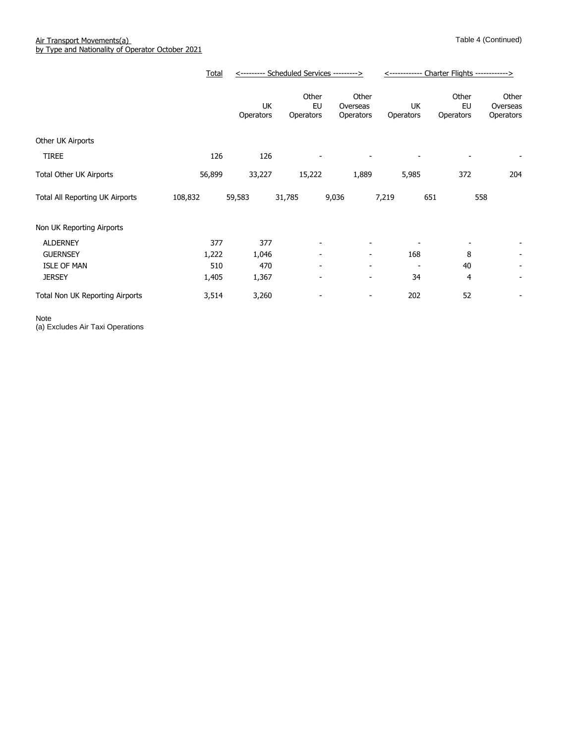Air Transport Movements(a)
by Type and Nationality of Operator October 2021

Table 4 (Continued)

| | Total | Scheduled Services | | | Charter Flights | | |
|---|---|---|---|---|---|---|---|
| | | UK Operators | Other EU Operators | Other Overseas Operators | UK Operators | Other EU Operators | Other Overseas Operators |
| Other UK Airports | | | | | | | |
| TIREE | 126 | 126 | - | - | - | - | - |
| Total Other UK Airports | 56,899 | 33,227 | 15,222 | 1,889 | 5,985 | 372 | 204 |
| Total All Reporting UK Airports | 108,832 | 59,583 | 31,785 | 9,036 | 7,219 | 651 | 558 |
| Non UK Reporting Airports | | | | | | | |
| ALDERNEY | 377 | 377 | - | - | - | - | - |
| GUERNSEY | 1,222 | 1,046 | - | - | 168 | 8 | - |
| ISLE OF MAN | 510 | 470 | - | - | - | 40 | - |
| JERSEY | 1,405 | 1,367 | - | - | 34 | 4 | - |
| Total Non UK Reporting Airports | 3,514 | 3,260 | - | - | 202 | 52 | - |

Note
(a) Excludes Air Taxi Operations